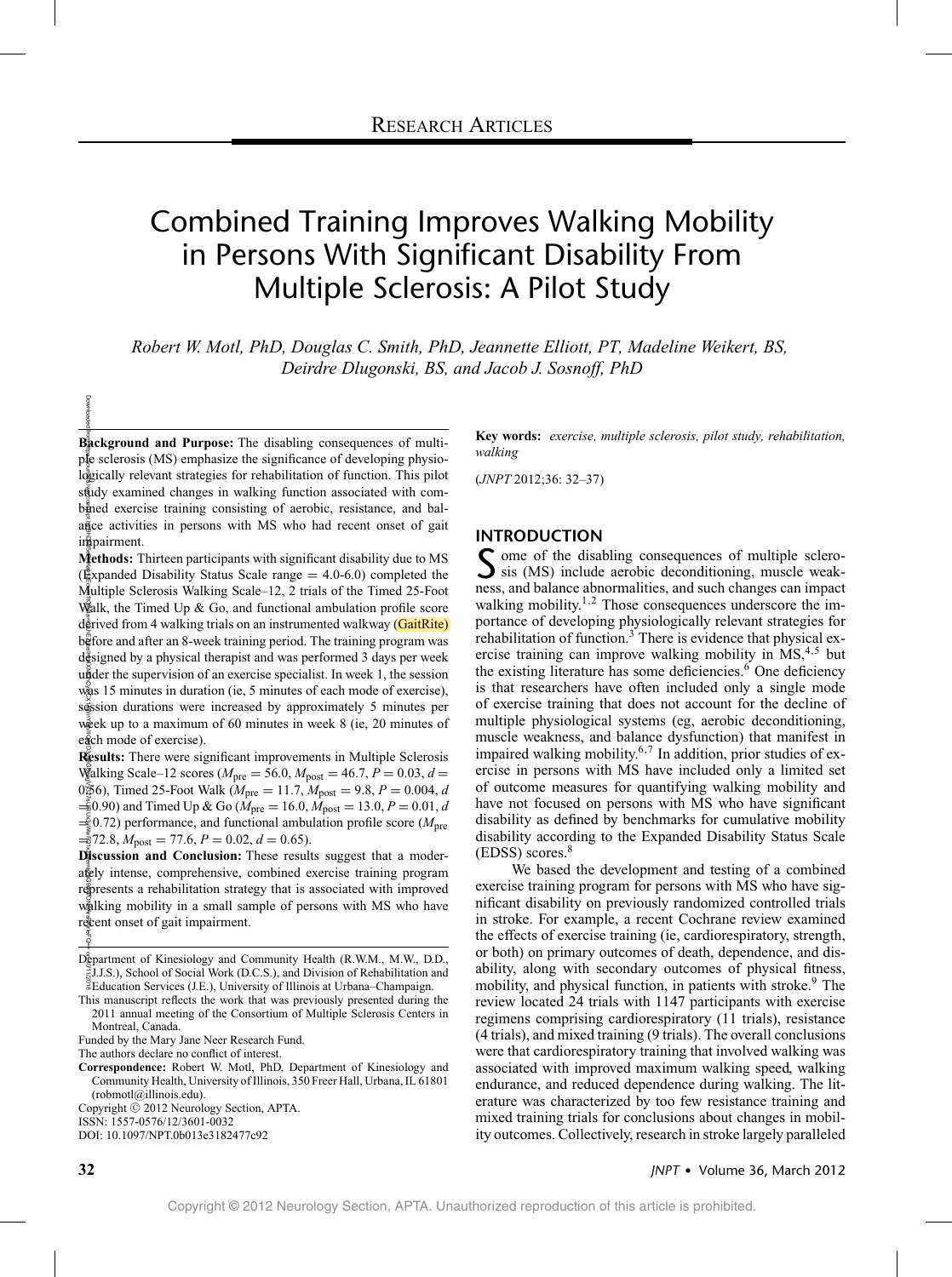Research Articles

# Combined Training Improves Walking Mobility in Persons With Significant Disability From Multiple Sclerosis: A Pilot Study

*Robert W. Motl, PhD, Douglas C. Smith, PhD, Jeannette Elliott, PT, Madeline Weikert, BS, Deirdre Dlugonski, BS, and Jacob J. Sosnoff, PhD*

**Background and Purpose:** The disabling consequences of multiple sclerosis (MS) emphasize the significance of developing physiologically relevant strategies for rehabilitation of function. This pilot study examined changes in walking function associated with combined exercise training consisting of aerobic, resistance, and balance activities in persons with MS who had recent onset of gait impairment.

**Methods:** Thirteen participants with significant disability due to MS (Expanded Disability Status Scale range = 4.0-6.0) completed the Multiple Sclerosis Walking Scale–12, 2 trials of the Timed 25-Foot Walk, the Timed Up & Go, and functional ambulation profile score derived from 4 walking trials on an instrumented walkway (GaitRite) before and after an 8-week training period. The training program was designed by a physical therapist and was performed 3 days per week under the supervision of an exercise specialist. In week 1, the session was 15 minutes in duration (ie, 5 minutes of each mode of exercise), session durations were increased by approximately 5 minutes per week up to a maximum of 60 minutes in week 8 (ie, 20 minutes of each mode of exercise).

**Results:** There were significant improvements in Multiple Sclerosis Walking Scale–12 scores ($M_{pre} = 56.0$, $M_{post} = 46.7$, $P = 0.03$, $d = 0.56$), Timed 25-Foot Walk ($M_{pre} = 11.7$, $M_{post} = 9.8$, $P = 0.004$, $d = 0.90$) and Timed Up & Go ($M_{pre} = 16.0$, $M_{post} = 13.0$, $P = 0.01$, $d = 0.72$) performance, and functional ambulation profile score ($M_{pre} = 72.8$, $M_{post} = 77.6$, $P = 0.02$, $d = 0.65$).

**Discussion and Conclusion:** These results suggest that a moderately intense, comprehensive, combined exercise training program represents a rehabilitation strategy that is associated with improved walking mobility in a small sample of persons with MS who have recent onset of gait impairment.

Department of Kinesiology and Community Health (R.W.M., M.W., D.D., J.J.S.), School of Social Work (D.C.S.), and Division of Rehabilitation and Education Services (J.E.), University of Illinois at Urbana–Champaign.

This manuscript reflects the work that was previously presented during the 2011 annual meeting of the Consortium of Multiple Sclerosis Centers in Montreal, Canada.

Funded by the Mary Jane Neer Research Fund.

The authors declare no conflict of interest.

**Correspondence:** Robert W. Motl, PhD, Department of Kinesiology and Community Health, University of Illinois, 350 Freer Hall, Urbana, IL 61801 (robmotl@illinois.edu).

Copyright © 2012 Neurology Section, APTA.

ISSN: 1557-0576/12/3601-0032

DOI: 10.1097/NPT.0b013e3182477c92

**Key words:** *exercise, multiple sclerosis, pilot study, rehabilitation, walking*

(*JNPT* 2012;36: 32–37)

## INTRODUCTION

Some of the disabling consequences of multiple sclerosis (MS) include aerobic deconditioning, muscle weakness, and balance abnormalities, and such changes can impact walking mobility.[1,2] Those consequences underscore the importance of developing physiologically relevant strategies for rehabilitation of function.[3] There is evidence that physical exercise training can improve walking mobility in MS,[4,5] but the existing literature has some deficiencies.[6] One deficiency is that researchers have often included only a single mode of exercise training that does not account for the decline of multiple physiological systems (eg, aerobic deconditioning, muscle weakness, and balance dysfunction) that manifest in impaired walking mobility.[6,7] In addition, prior studies of exercise in persons with MS have included only a limited set of outcome measures for quantifying walking mobility and have not focused on persons with MS who have significant disability as defined by benchmarks for cumulative mobility disability according to the Expanded Disability Status Scale (EDSS) scores.[8]

We based the development and testing of a combined exercise training program for persons with MS who have significant disability on previously randomized controlled trials in stroke. For example, a recent Cochrane review examined the effects of exercise training (ie, cardiorespiratory, strength, or both) on primary outcomes of death, dependence, and disability, along with secondary outcomes of physical fitness, mobility, and physical function, in patients with stroke.[9] The review located 24 trials with 1147 participants with exercise regimens comprising cardiorespiratory (11 trials), resistance (4 trials), and mixed training (9 trials). The overall conclusions were that cardiorespiratory training that involved walking was associated with improved maximum walking speed, walking endurance, and reduced dependence during walking. The literature was characterized by too few resistance training and mixed training trials for conclusions about changes in mobility outcomes. Collectively, research in stroke largely paralleled

Copyright © 2012 Neurology Section, APTA. Unauthorized reproduction of this article is prohibited.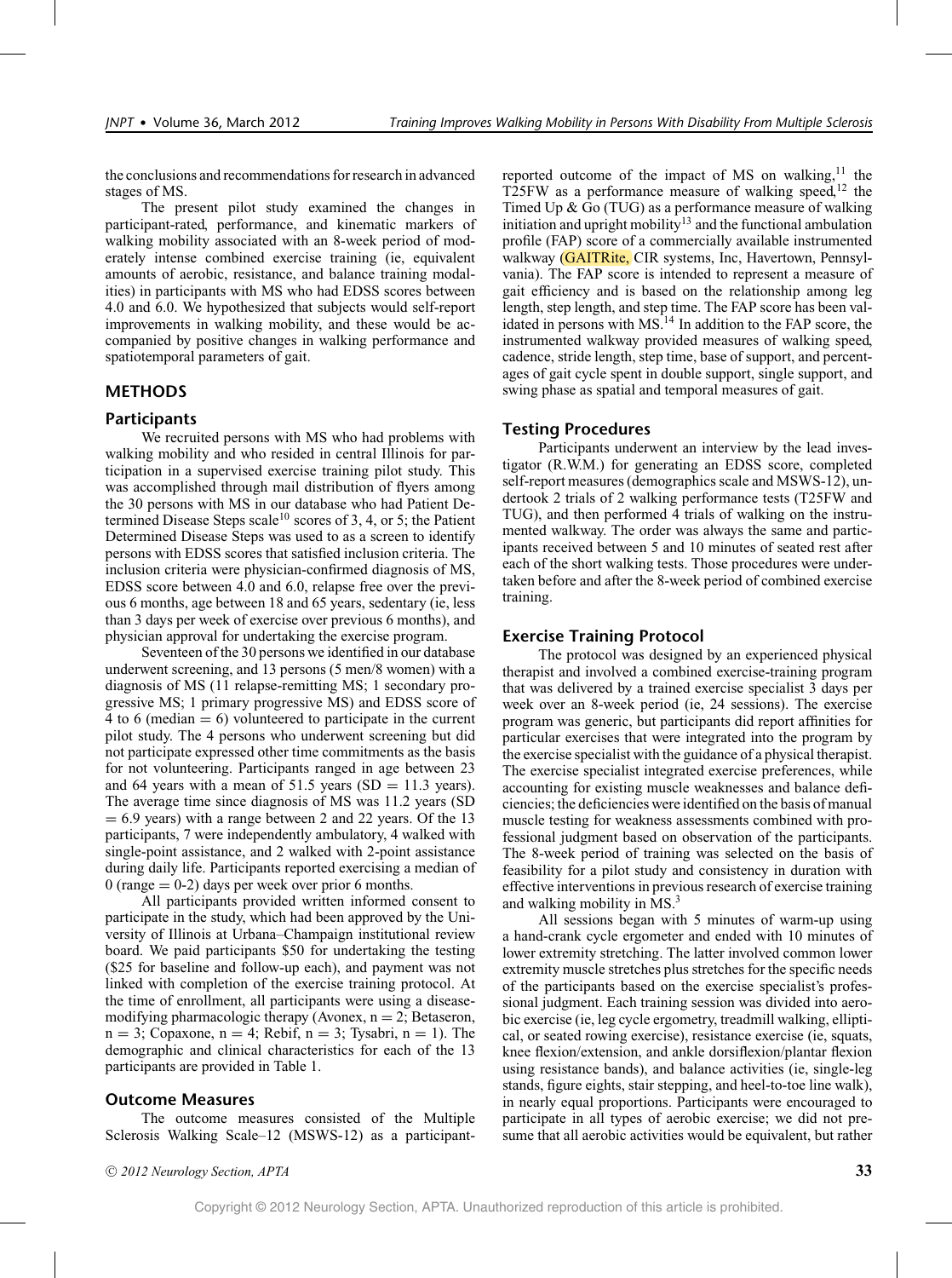the conclusions and recommendations for research in advanced stages of MS.

The present pilot study examined the changes in participant-rated, performance, and kinematic markers of walking mobility associated with an 8-week period of moderately intense combined exercise training (ie, equivalent amounts of aerobic, resistance, and balance training modalities) in participants with MS who had EDSS scores between 4.0 and 6.0. We hypothesized that subjects would self-report improvements in walking mobility, and these would be accompanied by positive changes in walking performance and spatiotemporal parameters of gait.

## METHODS

### Participants

We recruited persons with MS who had problems with walking mobility and who resided in central Illinois for participation in a supervised exercise training pilot study. This was accomplished through mail distribution of flyers among the 30 persons with MS in our database who had Patient Determined Disease Steps scale[10] scores of 3, 4, or 5; the Patient Determined Disease Steps was used to as a screen to identify persons with EDSS scores that satisfied inclusion criteria. The inclusion criteria were physician-confirmed diagnosis of MS, EDSS score between 4.0 and 6.0, relapse free over the previous 6 months, age between 18 and 65 years, sedentary (ie, less than 3 days per week of exercise over previous 6 months), and physician approval for undertaking the exercise program.

Seventeen of the 30 persons we identified in our database underwent screening, and 13 persons (5 men/8 women) with a diagnosis of MS (11 relapse-remitting MS; 1 secondary progressive MS; 1 primary progressive MS) and EDSS score of 4 to 6 (median = 6) volunteered to participate in the current pilot study. The 4 persons who underwent screening but did not participate expressed other time commitments as the basis for not volunteering. Participants ranged in age between 23 and 64 years with a mean of 51.5 years (SD = 11.3 years). The average time since diagnosis of MS was 11.2 years (SD = 6.9 years) with a range between 2 and 22 years. Of the 13 participants, 7 were independently ambulatory, 4 walked with single-point assistance, and 2 walked with 2-point assistance during daily life. Participants reported exercising a median of 0 (range = 0-2) days per week over prior 6 months.

All participants provided written informed consent to participate in the study, which had been approved by the University of Illinois at Urbana–Champaign institutional review board. We paid participants $50 for undertaking the testing ($25 for baseline and follow-up each), and payment was not linked with completion of the exercise training protocol. At the time of enrollment, all participants were using a disease-modifying pharmacologic therapy (Avonex, n = 2; Betaseron, n = 3; Copaxone, n = 4; Rebif, n = 3; Tysabri, n = 1). The demographic and clinical characteristics for each of the 13 participants are provided in Table 1.

### Outcome Measures

The outcome measures consisted of the Multiple Sclerosis Walking Scale–12 (MSWS-12) as a participant-reported outcome of the impact of MS on walking,[11] the T25FW as a performance measure of walking speed,[12] the Timed Up & Go (TUG) as a performance measure of walking initiation and upright mobility[13] and the functional ambulation profile (FAP) score of a commercially available instrumented walkway (GAITRite, CIR systems, Inc, Havertown, Pennsylvania). The FAP score is intended to represent a measure of gait efficiency and is based on the relationship among leg length, step length, and step time. The FAP score has been validated in persons with MS.[14] In addition to the FAP score, the instrumented walkway provided measures of walking speed, cadence, stride length, step time, base of support, and percentages of gait cycle spent in double support, single support, and swing phase as spatial and temporal measures of gait.

### Testing Procedures

Participants underwent an interview by the lead investigator (R.W.M.) for generating an EDSS score, completed self-report measures (demographics scale and MSWS-12), undertook 2 trials of 2 walking performance tests (T25FW and TUG), and then performed 4 trials of walking on the instrumented walkway. The order was always the same and participants received between 5 and 10 minutes of seated rest after each of the short walking tests. Those procedures were undertaken before and after the 8-week period of combined exercise training.

### Exercise Training Protocol

The protocol was designed by an experienced physical therapist and involved a combined exercise-training program that was delivered by a trained exercise specialist 3 days per week over an 8-week period (ie, 24 sessions). The exercise program was generic, but participants did report affinities for particular exercises that were integrated into the program by the exercise specialist with the guidance of a physical therapist. The exercise specialist integrated exercise preferences, while accounting for existing muscle weaknesses and balance deficiencies; the deficiencies were identified on the basis of manual muscle testing for weakness assessments combined with professional judgment based on observation of the participants. The 8-week period of training was selected on the basis of feasibility for a pilot study and consistency in duration with effective interventions in previous research of exercise training and walking mobility in MS.[3]

All sessions began with 5 minutes of warm-up using a hand-crank cycle ergometer and ended with 10 minutes of lower extremity stretching. The latter involved common lower extremity muscle stretches plus stretches for the specific needs of the participants based on the exercise specialist's professional judgment. Each training session was divided into aerobic exercise (ie, leg cycle ergometry, treadmill walking, elliptical, or seated rowing exercise), resistance exercise (ie, squats, knee flexion/extension, and ankle dorsiflexion/plantar flexion using resistance bands), and balance activities (ie, single-leg stands, figure eights, stair stepping, and heel-to-toe line walk), in nearly equal proportions. Participants were encouraged to participate in all types of aerobic exercise; we did not presume that all aerobic activities would be equivalent, but rather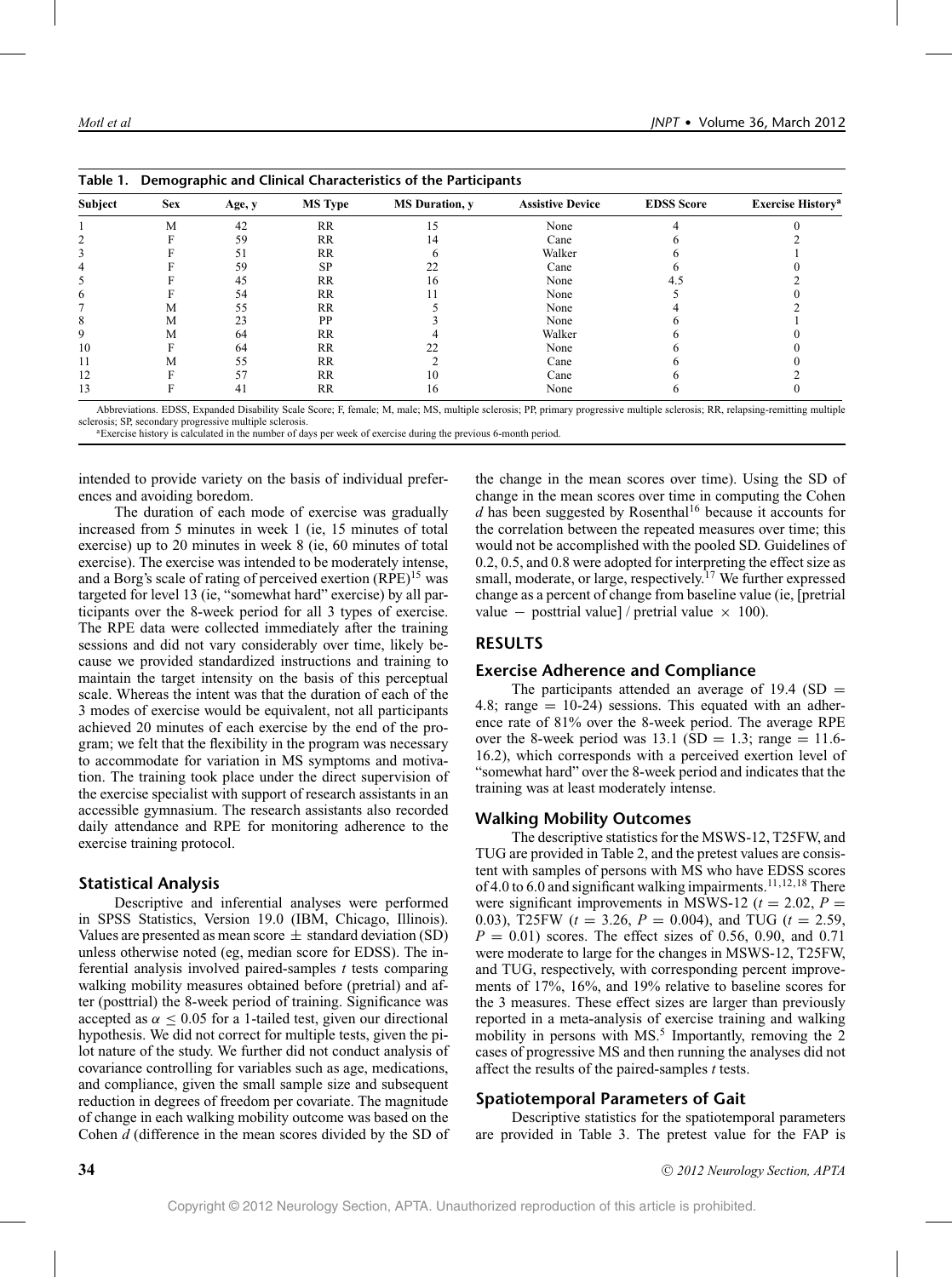**Table 1. Demographic and Clinical Characteristics of the Participants**

| Subject | Sex | Age, y | MS Type | MS Duration, y | Assistive Device | EDSS Score | Exercise History[a] |
|---|---|---|---|---|---|---|---|
| 1 | M | 42 | RR | 15 | None | 4 | 0 |
| 2 | F | 59 | RR | 14 | Cane | 6 | 2 |
| 3 | F | 51 | RR | 6 | Walker | 6 | 1 |
| 4 | F | 59 | SP | 22 | Cane | 6 | 0 |
| 5 | F | 45 | RR | 16 | None | 4.5 | 2 |
| 6 | F | 54 | RR | 11 | None | 5 | 0 |
| 7 | M | 55 | RR | 5 | None | 4 | 2 |
| 8 | M | 23 | PP | 3 | None | 6 | 1 |
| 9 | M | 64 | RR | 4 | Walker | 6 | 0 |
| 10 | F | 64 | RR | 22 | None | 6 | 0 |
| 11 | M | 55 | RR | 2 | Cane | 6 | 0 |
| 12 | F | 57 | RR | 10 | Cane | 6 | 2 |
| 13 | F | 41 | RR | 16 | None | 6 | 0 |

Abbreviations. EDSS, Expanded Disability Scale Score; F, female; M, male; MS, multiple sclerosis; PP, primary progressive multiple sclerosis; RR, relapsing-remitting multiple sclerosis; SP, secondary progressive multiple sclerosis.

[a]Exercise history is calculated in the number of days per week of exercise during the previous 6-month period.

intended to provide variety on the basis of individual preferences and avoiding boredom.

The duration of each mode of exercise was gradually increased from 5 minutes in week 1 (ie, 15 minutes of total exercise) up to 20 minutes in week 8 (ie, 60 minutes of total exercise). The exercise was intended to be moderately intense, and a Borg's scale of rating of perceived exertion (RPE)[15] was targeted for level 13 (ie, "somewhat hard" exercise) by all participants over the 8-week period for all 3 types of exercise. The RPE data were collected immediately after the training sessions and did not vary considerably over time, likely because we provided standardized instructions and training to maintain the target intensity on the basis of this perceptual scale. Whereas the intent was that the duration of each of the 3 modes of exercise would be equivalent, not all participants achieved 20 minutes of each exercise by the end of the program; we felt that the flexibility in the program was necessary to accommodate for variation in MS symptoms and motivation. The training took place under the direct supervision of the exercise specialist with support of research assistants in an accessible gymnasium. The research assistants also recorded daily attendance and RPE for monitoring adherence to the exercise training protocol.

### Statistical Analysis

Descriptive and inferential analyses were performed in SPSS Statistics, Version 19.0 (IBM, Chicago, Illinois). Values are presented as mean score ± standard deviation (SD) unless otherwise noted (eg, median score for EDSS). The inferential analysis involved paired-samples *t* tests comparing walking mobility measures obtained before (pretrial) and after (posttrial) the 8-week period of training. Significance was accepted as $\alpha \leq 0.05$ for a 1-tailed test, given our directional hypothesis. We did not correct for multiple tests, given the pilot nature of the study. We further did not conduct analysis of covariance controlling for variables such as age, medications, and compliance, given the small sample size and subsequent reduction in degrees of freedom per covariate. The magnitude of change in each walking mobility outcome was based on the Cohen *d* (difference in the mean scores divided by the SD of the change in the mean scores over time). Using the SD of change in the mean scores over time in computing the Cohen *d* has been suggested by Rosenthal[16] because it accounts for the correlation between the repeated measures over time; this would not be accomplished with the pooled SD. Guidelines of 0.2, 0.5, and 0.8 were adopted for interpreting the effect size as small, moderate, or large, respectively.[17] We further expressed change as a percent of change from baseline value (ie, [pretrial value − posttrial value] / pretrial value × 100).

## RESULTS

### Exercise Adherence and Compliance

The participants attended an average of 19.4 (SD = 4.8; range = 10-24) sessions. This equated with an adherence rate of 81% over the 8-week period. The average RPE over the 8-week period was 13.1 (SD = 1.3; range = 11.6-16.2), which corresponds with a perceived exertion level of "somewhat hard" over the 8-week period and indicates that the training was at least moderately intense.

### Walking Mobility Outcomes

The descriptive statistics for the MSWS-12, T25FW, and TUG are provided in Table 2, and the pretest values are consistent with samples of persons with MS who have EDSS scores of 4.0 to 6.0 and significant walking impairments.[11,12,18] There were significant improvements in MSWS-12 ($t = 2.02$, $P = 0.03$), T25FW ($t = 3.26$, $P = 0.004$), and TUG ($t = 2.59$, $P = 0.01$) scores. The effect sizes of 0.56, 0.90, and 0.71 were moderate to large for the changes in MSWS-12, T25FW, and TUG, respectively, with corresponding percent improvements of 17%, 16%, and 19% relative to baseline scores for the 3 measures. These effect sizes are larger than previously reported in a meta-analysis of exercise training and walking mobility in persons with MS.[5] Importantly, removing the 2 cases of progressive MS and then running the analyses did not affect the results of the paired-samples *t* tests.

### Spatiotemporal Parameters of Gait

Descriptive statistics for the spatiotemporal parameters are provided in Table 3. The pretest value for the FAP is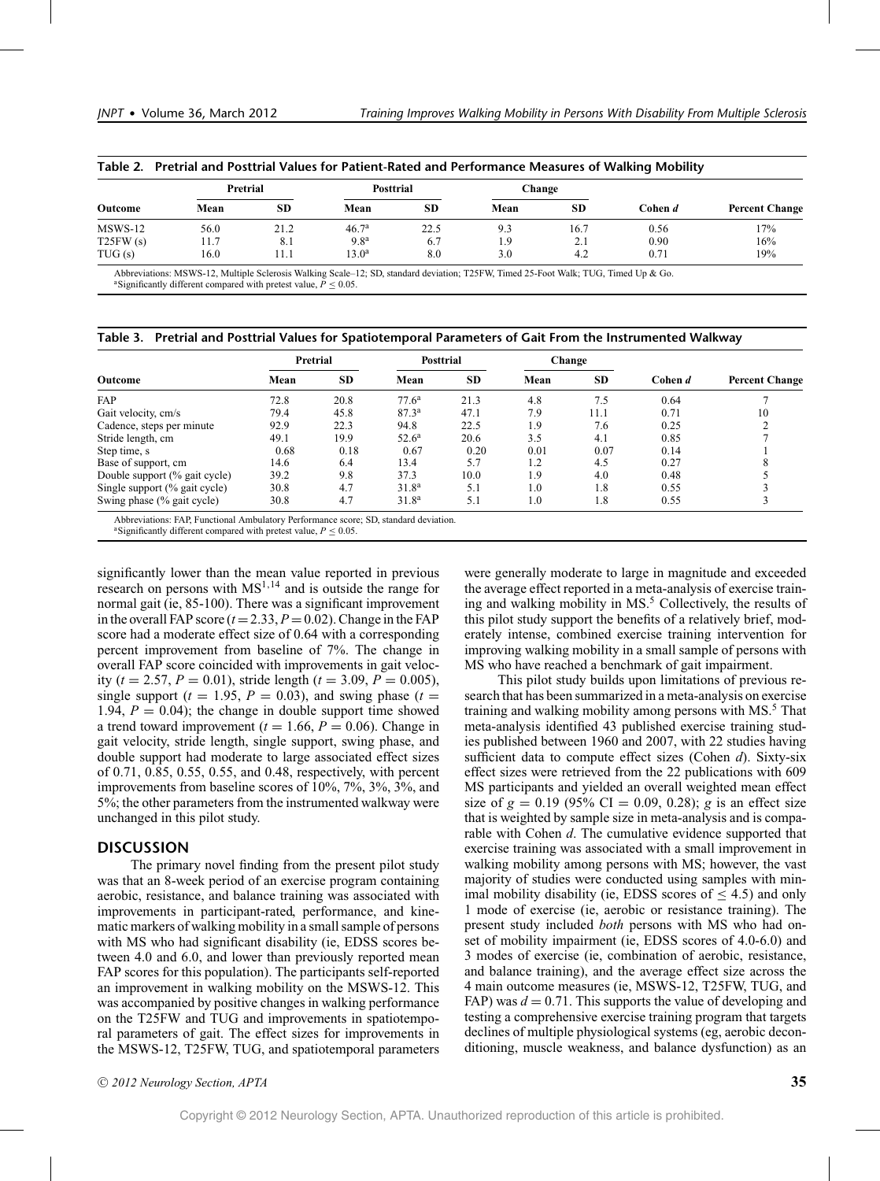**Table 2. Pretrial and Posttrial Values for Patient-Rated and Performance Measures of Walking Mobility**

| Outcome | Pretrial | | Posttrial | | Change | | Cohen *d* | Percent Change |
|---|---|---|---|---|---|---|---|---|
| | Mean | SD | Mean | SD | Mean | SD | | |
| MSWS-12 | 56.0 | 21.2 | 46.7[a] | 22.5 | 9.3 | 16.7 | 0.56 | 17% |
| T25FW (s) | 11.7 | 8.1 | 9.8[a] | 6.7 | 1.9 | 2.1 | 0.90 | 16% |
| TUG (s) | 16.0 | 11.1 | 13.0[a] | 8.0 | 3.0 | 4.2 | 0.71 | 19% |

Abbreviations: MSWS-12, Multiple Sclerosis Walking Scale–12; SD, standard deviation; T25FW, Timed 25-Foot Walk; TUG, Timed Up & Go.
[a]Significantly different compared with pretest value, $P \leq 0.05$.

**Table 3. Pretrial and Posttrial Values for Spatiotemporal Parameters of Gait From the Instrumented Walkway**

| Outcome | Pretrial | | Posttrial | | Change | | Cohen *d* | Percent Change |
|---|---|---|---|---|---|---|---|---|
| | Mean | SD | Mean | SD | Mean | SD | | |
| FAP | 72.8 | 20.8 | 77.6[a] | 21.3 | 4.8 | 7.5 | 0.64 | 7 |
| Gait velocity, cm/s | 79.4 | 45.8 | 87.3[a] | 47.1 | 7.9 | 11.1 | 0.71 | 10 |
| Cadence, steps per minute | 92.9 | 22.3 | 94.8 | 22.5 | 1.9 | 7.6 | 0.25 | 2 |
| Stride length, cm | 49.1 | 19.9 | 52.6[a] | 20.6 | 3.5 | 4.1 | 0.85 | 7 |
| Step time, s | 0.68 | 0.18 | 0.67 | 0.20 | 0.01 | 0.07 | 0.14 | 1 |
| Base of support, cm | 14.6 | 6.4 | 13.4 | 5.7 | 1.2 | 4.5 | 0.27 | 8 |
| Double support (% gait cycle) | 39.2 | 9.8 | 37.3 | 10.0 | 1.9 | 4.0 | 0.48 | 5 |
| Single support (% gait cycle) | 30.8 | 4.7 | 31.8[a] | 5.1 | 1.0 | 1.8 | 0.55 | 3 |
| Swing phase (% gait cycle) | 30.8 | 4.7 | 31.8[a] | 5.1 | 1.0 | 1.8 | 0.55 | 3 |

Abbreviations: FAP, Functional Ambulatory Performance score; SD, standard deviation.
[a]Significantly different compared with pretest value, $P \leq 0.05$.

significantly lower than the mean value reported in previous research on persons with MS[1,14] and is outside the range for normal gait (ie, 85-100). There was a significant improvement in the overall FAP score ($t = 2.33$, $P = 0.02$). Change in the FAP score had a moderate effect size of 0.64 with a corresponding percent improvement from baseline of 7%. The change in overall FAP score coincided with improvements in gait velocity ($t = 2.57$, $P = 0.01$), stride length ($t = 3.09$, $P = 0.005$), single support ($t = 1.95$, $P = 0.03$), and swing phase ($t = 1.94$, $P = 0.04$); the change in double support time showed a trend toward improvement ($t = 1.66$, $P = 0.06$). Change in gait velocity, stride length, single support, swing phase, and double support had moderate to large associated effect sizes of 0.71, 0.85, 0.55, 0.55, and 0.48, respectively, with percent improvements from baseline scores of 10%, 7%, 3%, 3%, and 5%; the other parameters from the instrumented walkway were unchanged in this pilot study.

## DISCUSSION

The primary novel finding from the present pilot study was that an 8-week period of an exercise program containing aerobic, resistance, and balance training was associated with improvements in participant-rated, performance, and kinematic markers of walking mobility in a small sample of persons with MS who had significant disability (ie, EDSS scores between 4.0 and 6.0, and lower than previously reported mean FAP scores for this population). The participants self-reported an improvement in walking mobility on the MSWS-12. This was accompanied by positive changes in walking performance on the T25FW and TUG and improvements in spatiotemporal parameters of gait. The effect sizes for improvements in the MSWS-12, T25FW, TUG, and spatiotemporal parameters were generally moderate to large in magnitude and exceeded the average effect reported in a meta-analysis of exercise training and walking mobility in MS.[5] Collectively, the results of this pilot study support the benefits of a relatively brief, moderately intense, combined exercise training intervention for improving walking mobility in a small sample of persons with MS who have reached a benchmark of gait impairment.

This pilot study builds upon limitations of previous research that has been summarized in a meta-analysis on exercise training and walking mobility among persons with MS.[5] That meta-analysis identified 43 published exercise training studies published between 1960 and 2007, with 22 studies having sufficient data to compute effect sizes (Cohen *d*). Sixty-six effect sizes were retrieved from the 22 publications with 609 MS participants and yielded an overall weighted mean effect size of $g = 0.19$ (95% CI = 0.09, 0.28); *g* is an effect size that is weighted by sample size in meta-analysis and is comparable with Cohen *d*. The cumulative evidence supported that exercise training was associated with a small improvement in walking mobility among persons with MS; however, the vast majority of studies were conducted using samples with minimal mobility disability (ie, EDSS scores of $\leq 4.5$) and only 1 mode of exercise (ie, aerobic or resistance training). The present study included *both* persons with MS who had onset of mobility impairment (ie, EDSS scores of 4.0-6.0) and 3 modes of exercise (ie, combination of aerobic, resistance, and balance training), and the average effect size across the 4 main outcome measures (ie, MSWS-12, T25FW, TUG, and FAP) was $d = 0.71$. This supports the value of developing and testing a comprehensive exercise training program that targets declines of multiple physiological systems (eg, aerobic deconditioning, muscle weakness, and balance dysfunction) as an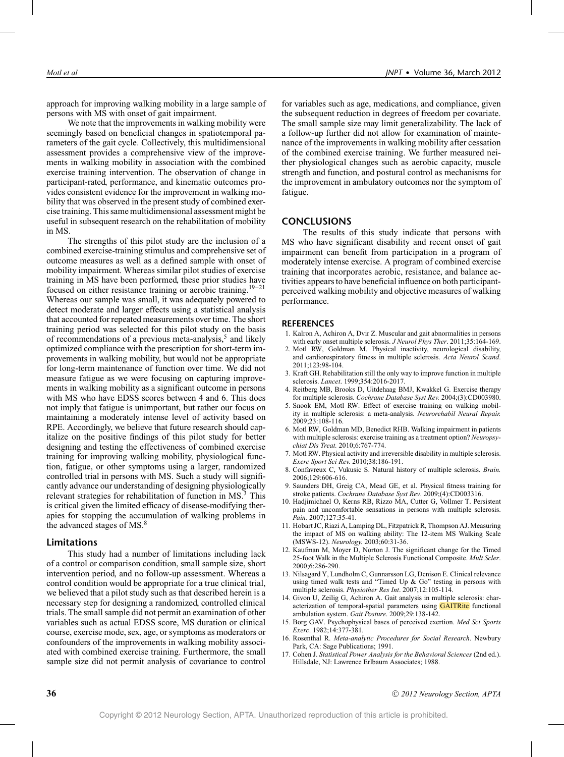approach for improving walking mobility in a large sample of persons with MS with onset of gait impairment.

We note that the improvements in walking mobility were seemingly based on beneficial changes in spatiotemporal parameters of the gait cycle. Collectively, this multidimensional assessment provides a comprehensive view of the improvements in walking mobility in association with the combined exercise training intervention. The observation of change in participant-rated, performance, and kinematic outcomes provides consistent evidence for the improvement in walking mobility that was observed in the present study of combined exercise training. This same multidimensional assessment might be useful in subsequent research on the rehabilitation of mobility in MS.

The strengths of this pilot study are the inclusion of a combined exercise-training stimulus and comprehensive set of outcome measures as well as a defined sample with onset of mobility impairment. Whereas similar pilot studies of exercise training in MS have been performed, these prior studies have focused on either resistance training or aerobic training.[19–21] Whereas our sample was small, it was adequately powered to detect moderate and larger effects using a statistical analysis that accounted for repeated measurements over time. The short training period was selected for this pilot study on the basis of recommendations of a previous meta-analysis,[5] and likely optimized compliance with the prescription for short-term improvements in walking mobility, but would not be appropriate for long-term maintenance of function over time. We did not measure fatigue as we were focusing on capturing improvements in walking mobility as a significant outcome in persons with MS who have EDSS scores between 4 and 6. This does not imply that fatigue is unimportant, but rather our focus on maintaining a moderately intense level of activity based on RPE. Accordingly, we believe that future research should capitalize on the positive findings of this pilot study for better designing and testing the effectiveness of combined exercise training for improving walking mobility, physiological function, fatigue, or other symptoms using a larger, randomized controlled trial in persons with MS. Such a study will significantly advance our understanding of designing physiologically relevant strategies for rehabilitation of function in MS.[3] This is critical given the limited efficacy of disease-modifying therapies for stopping the accumulation of walking problems in the advanced stages of MS.[8]

### Limitations

This study had a number of limitations including lack of a control or comparison condition, small sample size, short intervention period, and no follow-up assessment. Whereas a control condition would be appropriate for a true clinical trial, we believed that a pilot study such as that described herein is a necessary step for designing a randomized, controlled clinical trials. The small sample did not permit an examination of other variables such as actual EDSS score, MS duration or clinical course, exercise mode, sex, age, or symptoms as moderators or confounders of the improvements in walking mobility associated with combined exercise training. Furthermore, the small sample size did not permit analysis of covariance to control for variables such as age, medications, and compliance, given the subsequent reduction in degrees of freedom per covariate. The small sample size may limit generalizability. The lack of a follow-up further did not allow for examination of maintenance of the improvements in walking mobility after cessation of the combined exercise training. We further measured neither physiological changes such as aerobic capacity, muscle strength and function, and postural control as mechanisms for the improvement in ambulatory outcomes nor the symptom of fatigue.

## CONCLUSIONS

The results of this study indicate that persons with MS who have significant disability and recent onset of gait impairment can benefit from participation in a program of moderately intense exercise. A program of combined exercise training that incorporates aerobic, resistance, and balance activities appears to have beneficial influence on both participant-perceived walking mobility and objective measures of walking performance.

## REFERENCES

1. Kalron A, Achiron A, Dvir Z. Muscular and gait abnormalities in persons with early onset multiple sclerosis. *J Neurol Phys Ther*. 2011;35:164-169.
2. Motl RW, Goldman M. Physical inactivity, neurological disability, and cardiorespiratory fitness in multiple sclerosis. *Acta Neurol Scand*. 2011;123:98-104.
3. Kraft GH. Rehabilitation still the only way to improve function in multiple sclerosis. *Lancet*. 1999;354:2016-2017.
4. Reitberg MB, Brooks D, Uitdehaag BMJ, Kwakkel G. Exercise therapy for multiple sclerosis. *Cochrane Database Syst Rev.* 2004;(3):CD003980.
5. Snook EM, Motl RW. Effect of exercise training on walking mobility in multiple sclerosis: a meta-analysis. *Neurorehabil Neural Repair.* 2009;23:108-116.
6. Motl RW, Goldman MD, Benedict RHB. Walking impairment in patients with multiple sclerosis: exercise training as a treatment option? *Neuropsychiat Dis Treat.* 2010;6:767-774.
7. Motl RW. Physical activity and irreversible disability in multiple sclerosis. *Exerc Sport Sci Rev.* 2010;38:186-191.
8. Confavreux C, Vukusic S. Natural history of multiple sclerosis. *Brain.* 2006;129:606-616.
9. Saunders DH, Greig CA, Mead GE, et al. Physical fitness training for stroke patients. *Cochrane Database Syst Rev*. 2009;(4):CD003316.
10. Hadjimichael O, Kerns RB, Rizzo MA, Cutter G, Vollmer T. Persistent pain and uncomfortable sensations in persons with multiple sclerosis. *Pain.* 2007;127:35-41.
11. Hobart JC, Riazi A, Lamping DL, Fitzpatrick R, Thompson AJ. Measuring the impact of MS on walking ability: The 12-item MS Walking Scale (MSWS-12). *Neurology.* 2003;60:31-36.
12. Kaufman M, Moyer D, Norton J. The significant change for the Timed 25-foot Walk in the Multiple Sclerosis Functional Composite. *Mult Scler*. 2000;6:286-290.
13. Nilsagard Y, Lundholm C, Gunnarsson LG, Dcnison E. Clinical relevance using timed walk tests and "Timed Up & Go" testing in persons with multiple sclerosis. *Physiother Res Int*. 2007;12:105-114.
14. Givon U, Zeilig G, Achiron A. Gait analysis in multiple sclerosis: characterization of temporal-spatial parameters using GAITRite functional ambulation system. *Gait Posture*. 2009;29:138-142.
15. Borg GAV. Psychophysical bases of perceived exertion. *Med Sci Sports Exerc*. 1982;14:377-381.
16. Rosenthal R. *Meta-analytic Procedures for Social Research*. Newbury Park, CA: Sage Publications; 1991.
17. Cohen J. *Statistical Power Analysis for the Behavioral Sciences* (2nd ed.). Hillsdale, NJ: Lawrence Erlbaum Associates; 1988.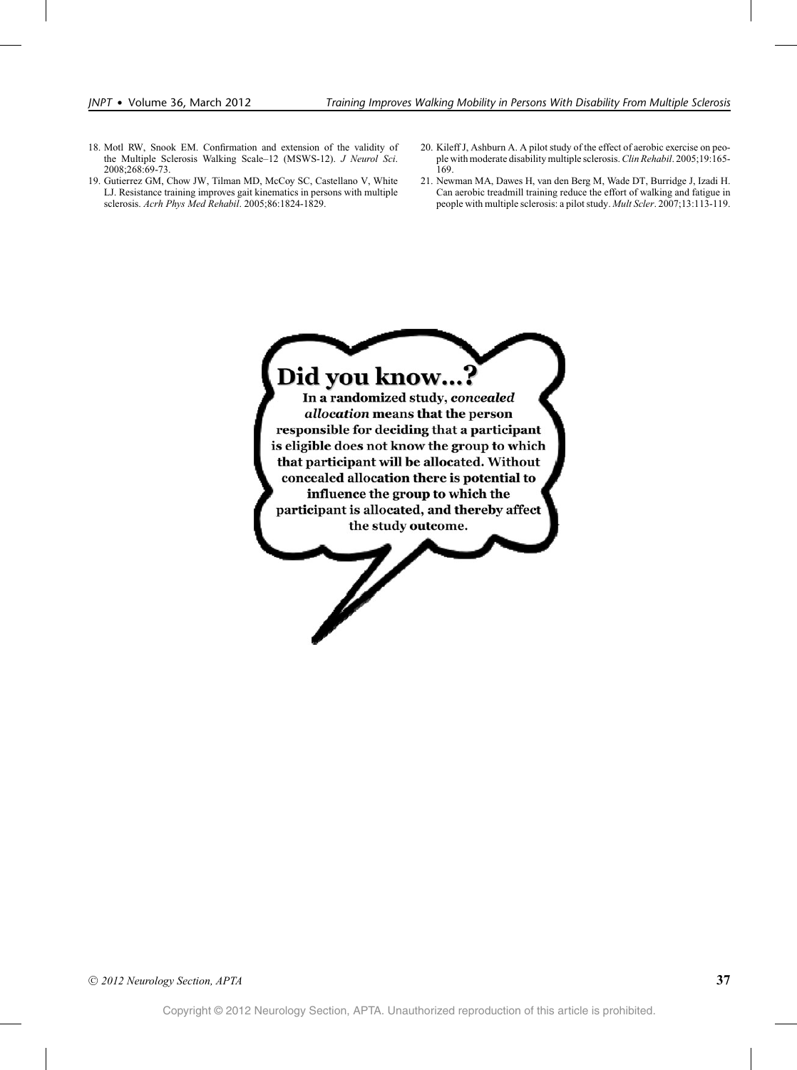18. Motl RW, Snook EM. Confirmation and extension of the validity of the Multiple Sclerosis Walking Scale–12 (MSWS-12). *J Neurol Sci*. 2008;268:69-73.
19. Gutierrez GM, Chow JW, Tilman MD, McCoy SC, Castellano V, White LJ. Resistance training improves gait kinematics in persons with multiple sclerosis. *Acrh Phys Med Rehabil*. 2005;86:1824-1829.
20. Kileff J, Ashburn A. A pilot study of the effect of aerobic exercise on people with moderate disability multiple sclerosis. *Clin Rehabil*. 2005;19:165-169.
21. Newman MA, Dawes H, van den Berg M, Wade DT, Burridge J, Izadi H. Can aerobic treadmill training reduce the effort of walking and fatigue in people with multiple sclerosis: a pilot study. *Mult Scler*. 2007;13:113-119.

**Did you know...?**

**In a randomized study, *concealed allocation* means that the person responsible for deciding that a participant is eligible does not know the group to which that participant will be allocated. Without concealed allocation there is potential to influence the group to which the participant is allocated, and thereby affect the study outcome.**

Copyright © 2012 Neurology Section, APTA. Unauthorized reproduction of this article is prohibited.